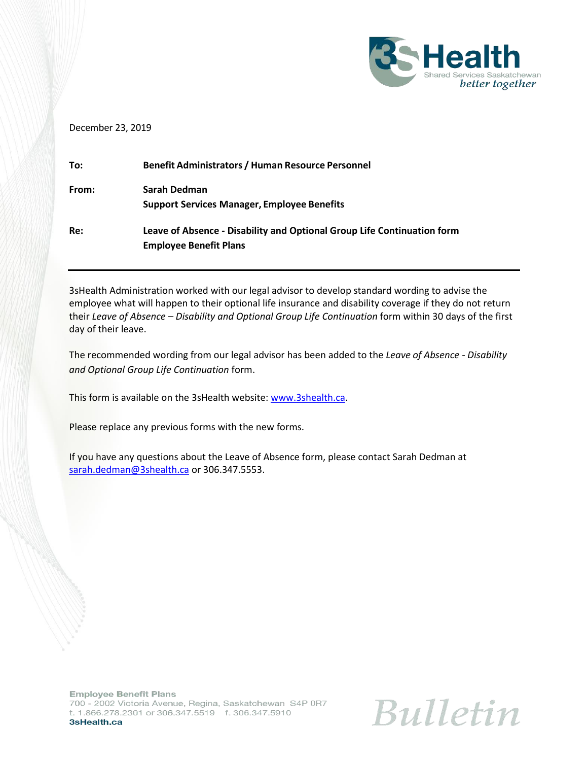3sHealth
Shared Services Saskatchewan
*better together*

December 23, 2019

**To:** **Benefit Administrators / Human Resource Personnel**

**From:** **Sarah Dedman**
**Support Services Manager, Employee Benefits**

**Re:** **Leave of Absence - Disability and Optional Group Life Continuation form**
**Employee Benefit Plans**

---

3sHealth Administration worked with our legal advisor to develop standard wording to advise the employee what will happen to their optional life insurance and disability coverage if they do not return their *Leave of Absence – Disability and Optional Group Life Continuation* form within 30 days of the first day of their leave.

The recommended wording from our legal advisor has been added to the *Leave of Absence - Disability and Optional Group Life Continuation* form.

This form is available on the 3sHealth website: www.3shealth.ca.

Please replace any previous forms with the new forms.

If you have any questions about the Leave of Absence form, please contact Sarah Dedman at sarah.dedman@3shealth.ca or 306.347.5553.

**Employee Benefit Plans**
700 - 2002 Victoria Avenue, Regina, Saskatchewan S4P 0R7
t. 1.866.278.2301 or 306.347.5519 f. 306.347.5910
**3sHealth.ca**

*Bulletin*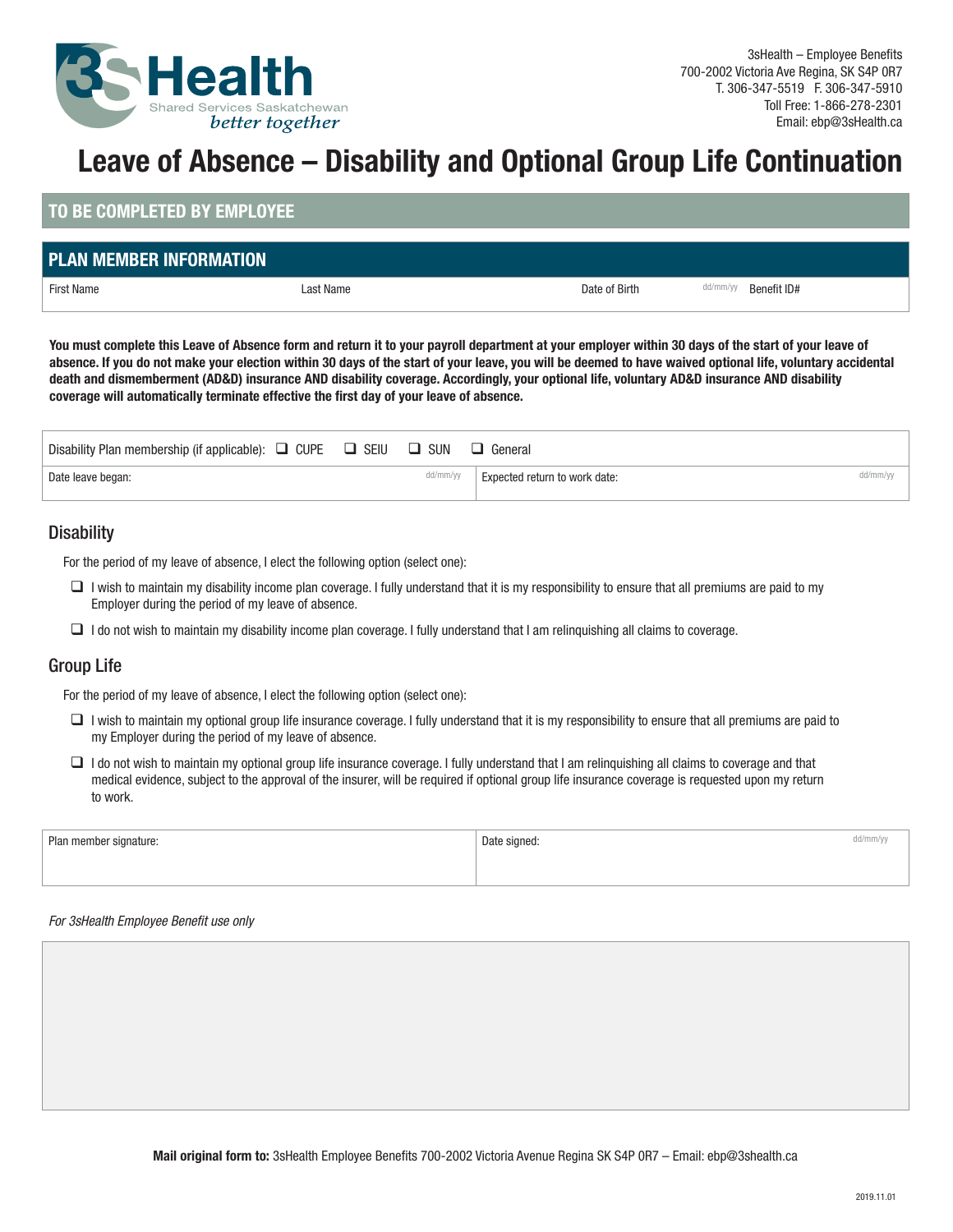3sHealth – Employee Benefits
700-2002 Victoria Ave Regina, SK S4P 0R7
T. 306-347-5519 F. 306-347-5910
Toll Free: 1-866-278-2301
Email: ebp@3sHealth.ca

# Leave of Absence – Disability and Optional Group Life Continuation

## TO BE COMPLETED BY EMPLOYEE

## PLAN MEMBER INFORMATION

| First Name | Last Name | Date of Birth dd/mm/yy | Benefit ID# |
|---|---|---|---|
| | | | |

**You must complete this Leave of Absence form and return it to your payroll department at your employer within 30 days of the start of your leave of absence. If you do not make your election within 30 days of the start of your leave, you will be deemed to have waived optional life, voluntary accidental death and dismemberment (AD&D) insurance AND disability coverage. Accordingly, your optional life, voluntary AD&D insurance AND disability coverage will automatically terminate effective the first day of your leave of absence.**

Disability Plan membership (if applicable): ☐ CUPE ☐ SEIU ☐ SUN ☐ General

| Date leave began: dd/mm/yy | Expected return to work date: dd/mm/yy |
|---|---|
| | |

### Disability

For the period of my leave of absence, I elect the following option (select one):

- ☐ I wish to maintain my disability income plan coverage. I fully understand that it is my responsibility to ensure that all premiums are paid to my Employer during the period of my leave of absence.
- ☐ I do not wish to maintain my disability income plan coverage. I fully understand that I am relinquishing all claims to coverage.

### Group Life

For the period of my leave of absence, I elect the following option (select one):

- ☐ I wish to maintain my optional group life insurance coverage. I fully understand that it is my responsibility to ensure that all premiums are paid to my Employer during the period of my leave of absence.
- ☐ I do not wish to maintain my optional group life insurance coverage. I fully understand that I am relinquishing all claims to coverage and that medical evidence, subject to the approval of the insurer, will be required if optional group life insurance coverage is requested upon my return to work.

| Plan member signature: | Date signed: dd/mm/yy |
|---|---|
| | |

*For 3sHealth Employee Benefit use only*

**Mail original form to:** 3sHealth Employee Benefits 700-2002 Victoria Avenue Regina SK S4P 0R7 – Email: ebp@3shealth.ca

2019.11.01